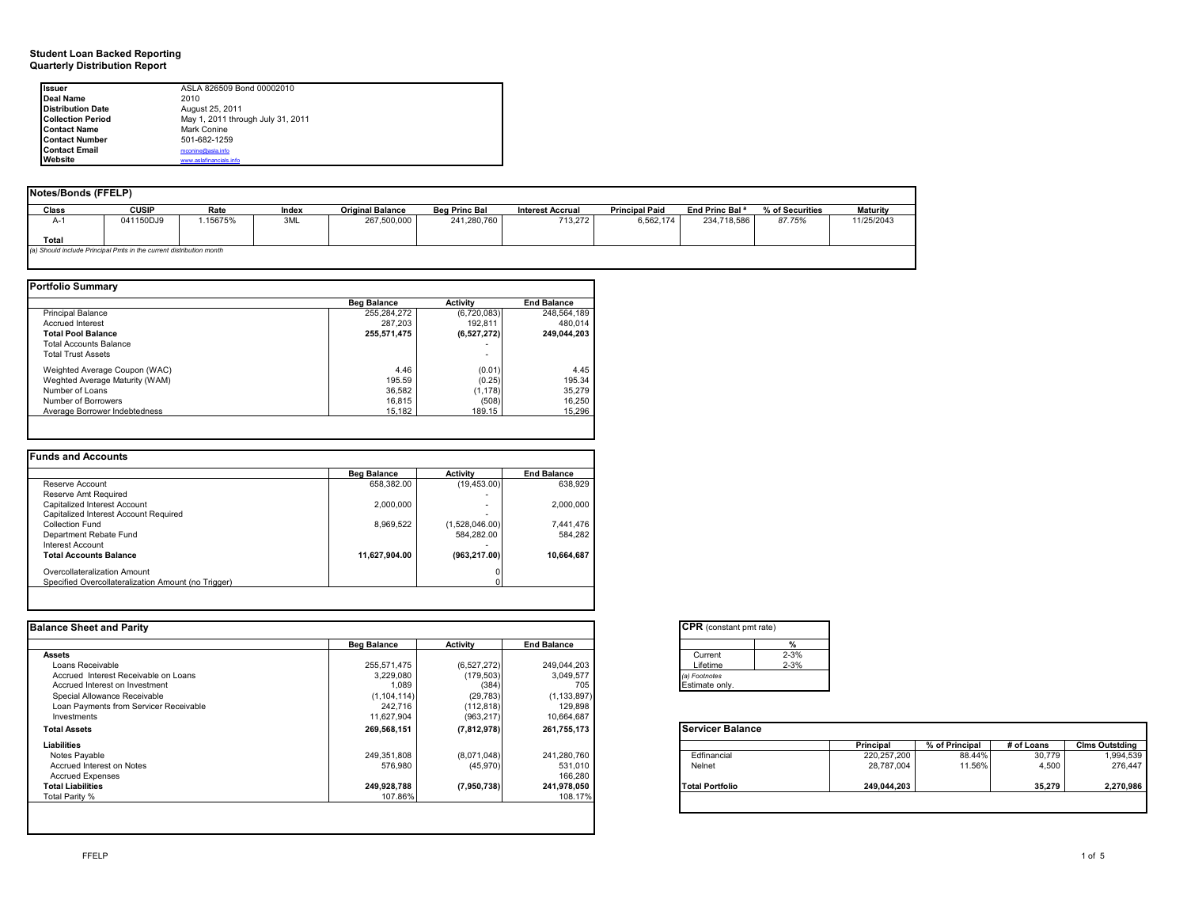# Student Loan Backed Reporting
## Quarterly Distribution Report

| | |
|---|---|
| **Issuer** | ASLA 826509 Bond 00002010 |
| **Deal Name** | 2010 |
| **Distribution Date** | August 25, 2011 |
| **Collection Period** | May 1, 2011 through July 31, 2011 |
| **Contact Name** | Mark Conine |
| **Contact Number** | 501-682-1259 |
| **Contact Email** | mconine@asla.info |
| **Website** | www.aslafinancials.info |

## Notes/Bonds (FFELP)

| Class | CUSIP | Rate | Index | Original Balance | Beg Princ Bal | Interest Accrual | Principal Paid | End Princ Bal [a] | % of Securities | Maturity |
|---|---|---|---|---|---|---|---|---|---|---|
| A-1 | 041150DJ9 | 1.15675% | 3ML | 267,500,000 | 241,280,760 | 713,272 | 6,562,174 | 234,718,586 | 87.75% | 11/25/2043 |
| **Total** | | | | | | | | | | |

*(a) Should include Principal Pmts in the current distribution month*

## Portfolio Summary

| | Beg Balance | Activity | End Balance |
|---|---|---|---|
| Principal Balance | 255,284,272 | (6,720,083) | 248,564,189 |
| Accrued Interest | 287,203 | 192,811 | 480,014 |
| **Total Pool Balance** | **255,571,475** | **(6,527,272)** | **249,044,203** |
| Total Accounts Balance | | - | |
| Total Trust Assets | | - | |
| Weighted Average Coupon (WAC) | 4.46 | (0.01) | 4.45 |
| Weghted Average Maturity (WAM) | 195.59 | (0.25) | 195.34 |
| Number of Loans | 36,582 | (1,178) | 35,279 |
| Number of Borrowers | 16,815 | (508) | 16,250 |
| Average Borrower Indebtedness | 15,182 | 189.15 | 15,296 |

## Funds and Accounts

| | Beg Balance | Activity | End Balance |
|---|---|---|---|
| Reserve Account | 658,382.00 | (19,453.00) | 638,929 |
| Reserve Amt Required | | | - |
| Capitalized Interest Account | 2,000,000 | - | 2,000,000 |
| Capitalized Interest Account Required | | | - |
| Collection Fund | 8,969,522 | (1,528,046.00) | 7,441,476 |
| Department Rebate Fund | | 584,282.00 | 584,282 |
| Interest Account | | | - |
| **Total Accounts Balance** | **11,627,904.00** | **(963,217.00)** | **10,664,687** |
| Overcollateralization Amount | | | 0 |
| Specified Overcollateralization Amount (no Trigger) | | | 0 |

## Balance Sheet and Parity

| | Beg Balance | Activity | End Balance |
|---|---|---|---|
| **Assets** | | | |
| Loans Receivable | 255,571,475 | (6,527,272) | 249,044,203 |
| Accrued Interest Receivable on Loans | 3,229,080 | (179,503) | 3,049,577 |
| Accrued Interest on Investment | 1,089 | (384) | 705 |
| Special Allowance Receivable | (1,104,114) | (29,783) | (1,133,897) |
| Loan Payments from Servicer Receivable | 242,716 | (112,818) | 129,898 |
| Investments | 11,627,904 | (963,217) | 10,664,687 |
| **Total Assets** | **269,568,151** | **(7,812,978)** | **261,755,173** |
| **Liabilities** | | | |
| Notes Payable | 249,351,808 | (8,071,048) | 241,280,760 |
| Accrued Interest on Notes | 576,980 | (45,970) | 531,010 |
| Accrued Expenses | | | 166,280 |
| **Total Liabilities** | **249,928,788** | **(7,950,738)** | **241,978,050** |
| Total Parity % | 107.86% | | 108.17% |

## CPR (constant pmt rate)

| | % |
|---|---|
| Current | 2-3% |
| Lifetime | 2-3% |

*(a) Footnotes*
Estimate only.

## Servicer Balance

| | Principal | % of Principal | # of Loans | Clms Outstding |
|---|---|---|---|---|
| Edfinancial | 220,257,200 | 88.44% | 30,779 | 1,994,539 |
| Nelnet | 28,787,004 | 11.56% | 4,500 | 276,447 |
| **Total Portfolio** | **249,044,203** | | **35,279** | **2,270,986** |

FFELP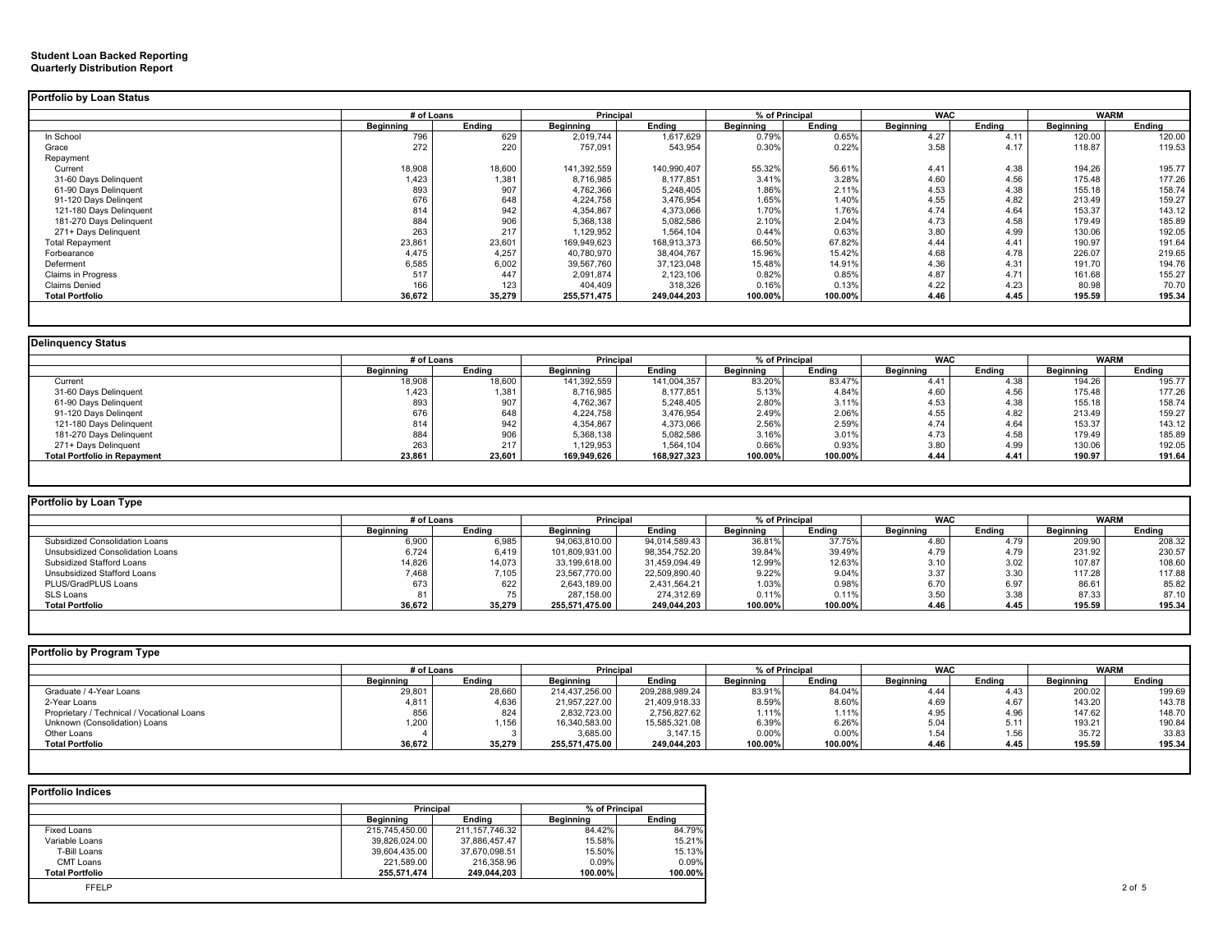**Student Loan Backed Reporting**
**Quarterly Distribution Report**

### Portfolio by Loan Status

| | # of Loans | | Principal | | % of Principal | | WAC | | WARM | |
|---|---|---|---|---|---|---|---|---|---|---|
| | Beginning | Ending | Beginning | Ending | Beginning | Ending | Beginning | Ending | Beginning | Ending |
| In School | 796 | 629 | 2,019,744 | 1,617,629 | 0.79% | 0.65% | 4.27 | 4.11 | 120.00 | 120.00 |
| Grace | 272 | 220 | 757,091 | 543,954 | 0.30% | 0.22% | 3.58 | 4.17 | 118.87 | 119.53 |
| Repayment | | | | | | | | | | |
| Current | 18,908 | 18,600 | 141,392,559 | 140,990,407 | 55.32% | 56.61% | 4.41 | 4.38 | 194.26 | 195.77 |
| 31-60 Days Delinquent | 1,423 | 1,381 | 8,716,985 | 8,177,851 | 3.41% | 3.28% | 4.60 | 4.56 | 175.48 | 177.26 |
| 61-90 Days Delinquent | 893 | 907 | 4,762,366 | 5,248,405 | 1.86% | 2.11% | 4.53 | 4.38 | 155.18 | 158.74 |
| 91-120 Days Delingent | 676 | 648 | 4,224,758 | 3,476,954 | 1.65% | 1.40% | 4.55 | 4.82 | 213.49 | 159.27 |
| 121-180 Days Delinquent | 814 | 942 | 4,354,867 | 4,373,066 | 1.70% | 1.76% | 4.74 | 4.64 | 153.37 | 143.12 |
| 181-270 Days Delinquent | 884 | 906 | 5,368,138 | 5,082,586 | 2.10% | 2.04% | 4.73 | 4.58 | 179.49 | 185.89 |
| 271+ Days Delinquent | 263 | 217 | 1,129,952 | 1,564,104 | 0.44% | 0.63% | 3.80 | 4.99 | 130.06 | 192.05 |
| Total Repayment | 23,861 | 23,601 | 169,949,623 | 168,913,373 | 66.50% | 67.82% | 4.44 | 4.41 | 190.97 | 191.64 |
| Forbearance | 4,475 | 4,257 | 40,780,970 | 38,404,767 | 15.96% | 15.42% | 4.68 | 4.78 | 226.07 | 219.65 |
| Deferment | 6,585 | 6,002 | 39,567,760 | 37,123,048 | 15.48% | 14.91% | 4.36 | 4.31 | 191.70 | 194.76 |
| Claims in Progress | 517 | 447 | 2,091,874 | 2,123,106 | 0.82% | 0.85% | 4.87 | 4.71 | 161.68 | 155.27 |
| Claims Denied | 166 | 123 | 404,409 | 318,326 | 0.16% | 0.13% | 4.22 | 4.23 | 80.98 | 70.70 |
| **Total Portfolio** | **36,672** | **35,279** | **255,571,475** | **249,044,203** | **100.00%** | **100.00%** | **4.46** | **4.45** | **195.59** | **195.34** |

### Delinquency Status

| | # of Loans | | Principal | | % of Principal | | WAC | | WARM | |
|---|---|---|---|---|---|---|---|---|---|---|
| | Beginning | Ending | Beginning | Ending | Beginning | Ending | Beginning | Ending | Beginning | Ending |
| Current | 18,908 | 18,600 | 141,392,559 | 141,004,357 | 83.20% | 83.47% | 4.41 | 4.38 | 194.26 | 195.77 |
| 31-60 Days Delinquent | 1,423 | 1,381 | 8,716,985 | 8,177,851 | 5.13% | 4.84% | 4.60 | 4.56 | 175.48 | 177.26 |
| 61-90 Days Delinquent | 893 | 907 | 4,762,367 | 5,248,405 | 2.80% | 3.11% | 4.53 | 4.38 | 155.18 | 158.74 |
| 91-120 Days Delinquent | 676 | 648 | 4,224,758 | 3,476,954 | 2.49% | 2.06% | 4.55 | 4.82 | 213.49 | 159.27 |
| 121-180 Days Delinquent | 814 | 942 | 4,354,867 | 4,373,066 | 2.56% | 2.59% | 4.74 | 4.64 | 153.37 | 143.12 |
| 181-270 Days Delinquent | 884 | 906 | 5,368,138 | 5,082,586 | 3.16% | 3.01% | 4.73 | 4.58 | 179.49 | 185.89 |
| 271+ Days Delinquent | 263 | 217 | 1,129,953 | 1,564,104 | 0.66% | 0.93% | 3.80 | 4.99 | 130.06 | 192.05 |
| **Total Portfolio in Repayment** | **23,861** | **23,601** | **169,949,626** | **168,927,323** | **100.00%** | **100.00%** | **4.44** | **4.41** | **190.97** | **191.64** |

### Portfolio by Loan Type

| | # of Loans | | Principal | | % of Principal | | WAC | | WARM | |
|---|---|---|---|---|---|---|---|---|---|---|
| | Beginning | Ending | Beginning | Ending | Beginning | Ending | Beginning | Ending | Beginning | Ending |
| Subsidized Consolidation Loans | 6,900 | 6,985 | 94,063,810.00 | 94,014,589.43 | 36.81% | 37.75% | 4.80 | 4.79 | 209.90 | 208.32 |
| Unsubsidized Consolidation Loans | 6,724 | 6,419 | 101,809,931.00 | 98,354,752.20 | 39.84% | 39.49% | 4.79 | 4.79 | 231.92 | 230.57 |
| Subsidized Stafford Loans | 14,826 | 14,073 | 33,199,618.00 | 31,459,094.49 | 12.99% | 12.63% | 3.10 | 3.02 | 107.87 | 108.60 |
| Unsubsidized Stafford Loans | 7,468 | 7,105 | 23,567,770.00 | 22,509,890.40 | 9.22% | 9.04% | 3.37 | 3.30 | 117.28 | 117.88 |
| PLUS/GradPLUS Loans | 673 | 622 | 2,643,189.00 | 2,431,564.21 | 1.03% | 0.98% | 6.70 | 6.97 | 86.61 | 85.82 |
| SLS Loans | 81 | 75 | 287,158.00 | 274,312.69 | 0.11% | 0.11% | 3.50 | 3.38 | 87.33 | 87.10 |
| **Total Portfolio** | **36,672** | **35,279** | **255,571,475.00** | **249,044,203** | **100.00%** | **100.00%** | **4.46** | **4.45** | **195.59** | **195.34** |

### Portfolio by Program Type

| | # of Loans | | Principal | | % of Principal | | WAC | | WARM | |
|---|---|---|---|---|---|---|---|---|---|---|
| | Beginning | Ending | Beginning | Ending | Beginning | Ending | Beginning | Ending | Beginning | Ending |
| Graduate / 4-Year Loans | 29,801 | 28,660 | 214,437,256.00 | 209,288,989.24 | 83.91% | 84.04% | 4.44 | 4.43 | 200.02 | 199.69 |
| 2-Year Loans | 4,811 | 4,636 | 21,957,227.00 | 21,409,918.33 | 8.59% | 8.60% | 4.69 | 4.67 | 143.20 | 143.78 |
| Proprietary / Technical / Vocational Loans | 856 | 824 | 2,832,723.00 | 2,756,827.62 | 1.11% | 1.11% | 4.95 | 4.96 | 147.62 | 148.70 |
| Unknown (Consolidation) Loans | 1,200 | 1,156 | 16,340,583.00 | 15,585,321.08 | 6.39% | 6.26% | 5.04 | 5.11 | 193.21 | 190.84 |
| Other Loans | 4 | 3 | 3,685.00 | 3,147.15 | 0.00% | 0.00% | 1.54 | 1.56 | 35.72 | 33.83 |
| **Total Portfolio** | **36,672** | **35,279** | **255,571,475.00** | **249,044,203** | **100.00%** | **100.00%** | **4.46** | **4.45** | **195.59** | **195.34** |

### Portfolio Indices

| | Principal | | % of Principal | |
|---|---|---|---|---|
| | Beginning | Ending | Beginning | Ending |
| Fixed Loans | 215,745,450.00 | 211,157,746.32 | 84.42% | 84.79% |
| Variable Loans | 39,826,024.00 | 37,886,457.47 | 15.58% | 15.21% |
| T-Bill Loans | 39,604,435.00 | 37,670,098.51 | 15.50% | 15.13% |
| CMT Loans | 221,589.00 | 216,358.96 | 0.09% | 0.09% |
| **Total Portfolio** | **255,571,474** | **249,044,203** | **100.00%** | **100.00%** |

FFELP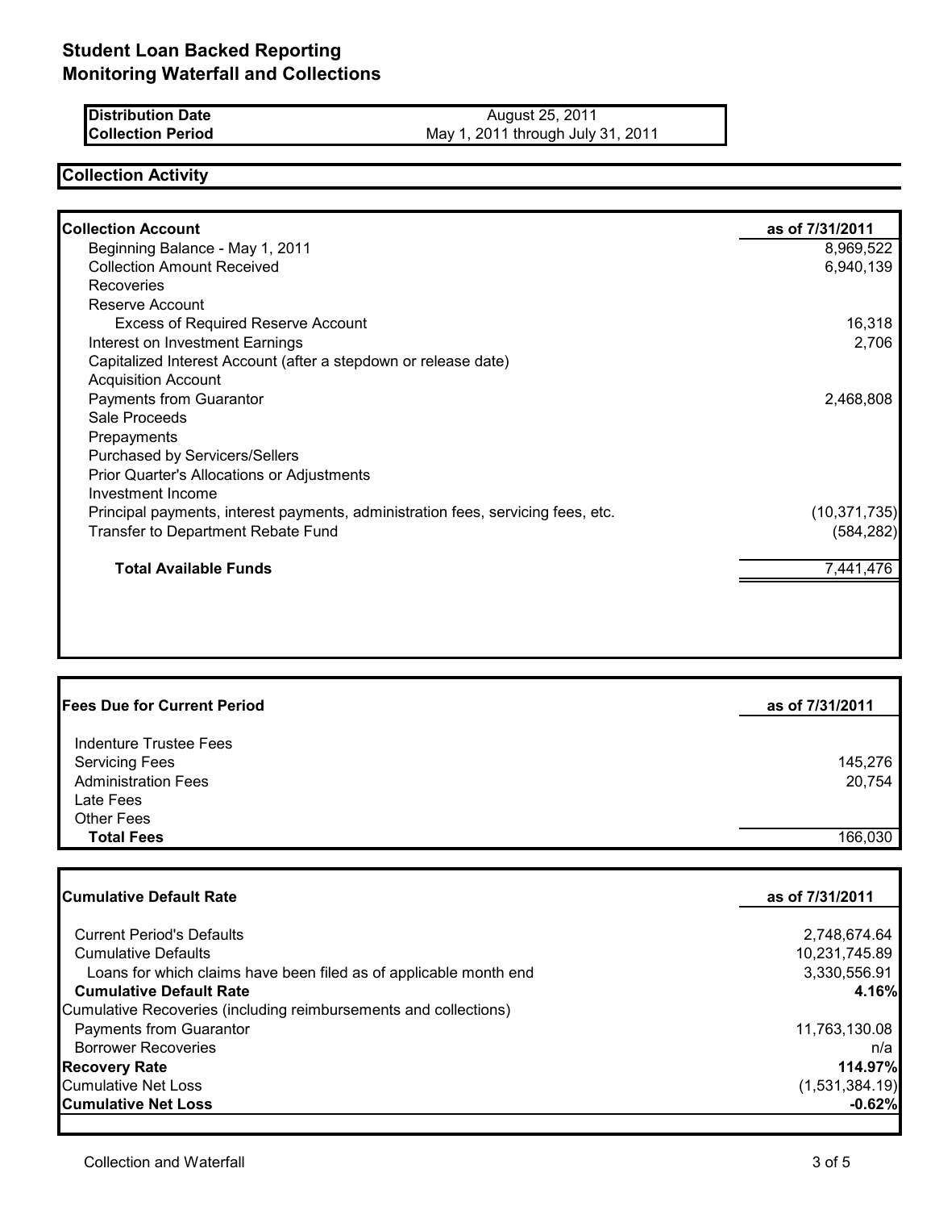# Student Loan Backed Reporting
## Monitoring Waterfall and Collections

| | |
|---|---|
| **Distribution Date** | August 25, 2011 |
| **Collection Period** | May 1, 2011 through July 31, 2011 |

## Collection Activity

| **Collection Account** | **as of 7/31/2011** |
|---|---|
| Beginning Balance - May 1, 2011 | 8,969,522 |
| Collection Amount Received | 6,940,139 |
| Recoveries | |
| Reserve Account | |
| Excess of Required Reserve Account | 16,318 |
| Interest on Investment Earnings | 2,706 |
| Capitalized Interest Account (after a stepdown or release date) | |
| Acquisition Account | |
| Payments from Guarantor | 2,468,808 |
| Sale Proceeds | |
| Prepayments | |
| Purchased by Servicers/Sellers | |
| Prior Quarter's Allocations or Adjustments | |
| Investment Income | |
| Principal payments, interest payments, administration fees, servicing fees, etc. | (10,371,735) |
| Transfer to Department Rebate Fund | (584,282) |
| **Total Available Funds** | 7,441,476 |

| **Fees Due for Current Period** | **as of 7/31/2011** |
|---|---|
| Indenture Trustee Fees | |
| Servicing Fees | 145,276 |
| Administration Fees | 20,754 |
| Late Fees | |
| Other Fees | |
| **Total Fees** | 166,030 |

| **Cumulative Default Rate** | **as of 7/31/2011** |
|---|---|
| Current Period's Defaults | 2,748,674.64 |
| Cumulative Defaults | 10,231,745.89 |
| Loans for which claims have been filed as of applicable month end | 3,330,556.91 |
| **Cumulative Default Rate** | **4.16%** |
| Cumulative Recoveries (including reimbursements and collections) | |
| Payments from Guarantor | 11,763,130.08 |
| Borrower Recoveries | n/a |
| **Recovery Rate** | **114.97%** |
| Cumulative Net Loss | (1,531,384.19) |
| **Cumulative Net Loss** | **-0.62%** |

Collection and Waterfall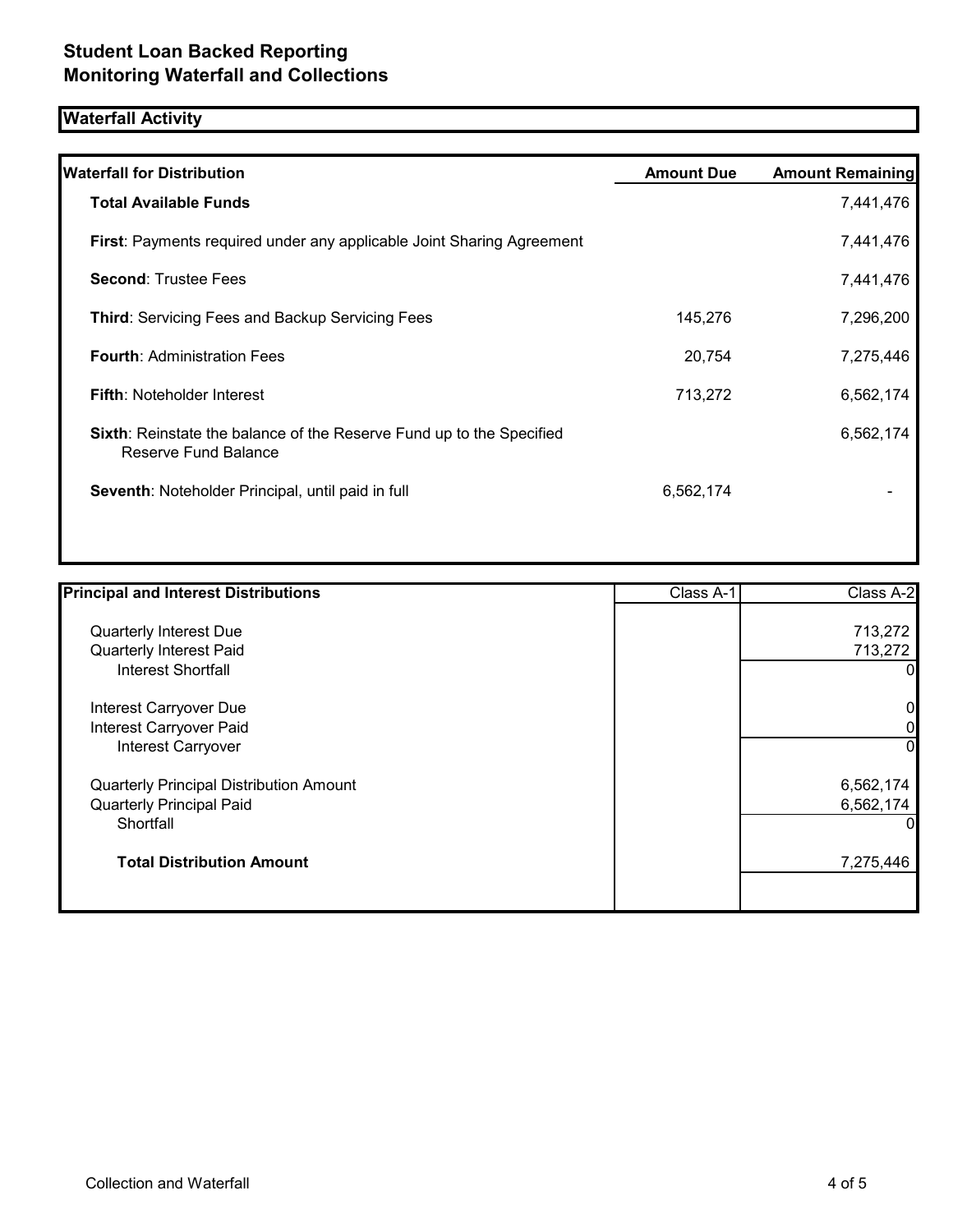# Student Loan Backed Reporting
# Monitoring Waterfall and Collections

## Waterfall Activity

| Waterfall for Distribution | Amount Due | Amount Remaining |
| --- | --- | --- |
| **Total Available Funds** | | 7,441,476 |
| **First**: Payments required under any applicable Joint Sharing Agreement | | 7,441,476 |
| **Second**: Trustee Fees | | 7,441,476 |
| **Third**: Servicing Fees and Backup Servicing Fees | 145,276 | 7,296,200 |
| **Fourth**: Administration Fees | 20,754 | 7,275,446 |
| **Fifth**: Noteholder Interest | 713,272 | 6,562,174 |
| **Sixth**: Reinstate the balance of the Reserve Fund up to the Specified Reserve Fund Balance | | 6,562,174 |
| **Seventh**: Noteholder Principal, until paid in full | 6,562,174 | - |

| Principal and Interest Distributions | Class A-1 | Class A-2 |
| --- | --- | --- |
| Quarterly Interest Due | | 713,272 |
| Quarterly Interest Paid | | 713,272 |
| Interest Shortfall | | 0 |
| Interest Carryover Due | | 0 |
| Interest Carryover Paid | | 0 |
| Interest Carryover | | 0 |
| Quarterly Principal Distribution Amount | | 6,562,174 |
| Quarterly Principal Paid | | 6,562,174 |
| Shortfall | | 0 |
| **Total Distribution Amount** | | 7,275,446 |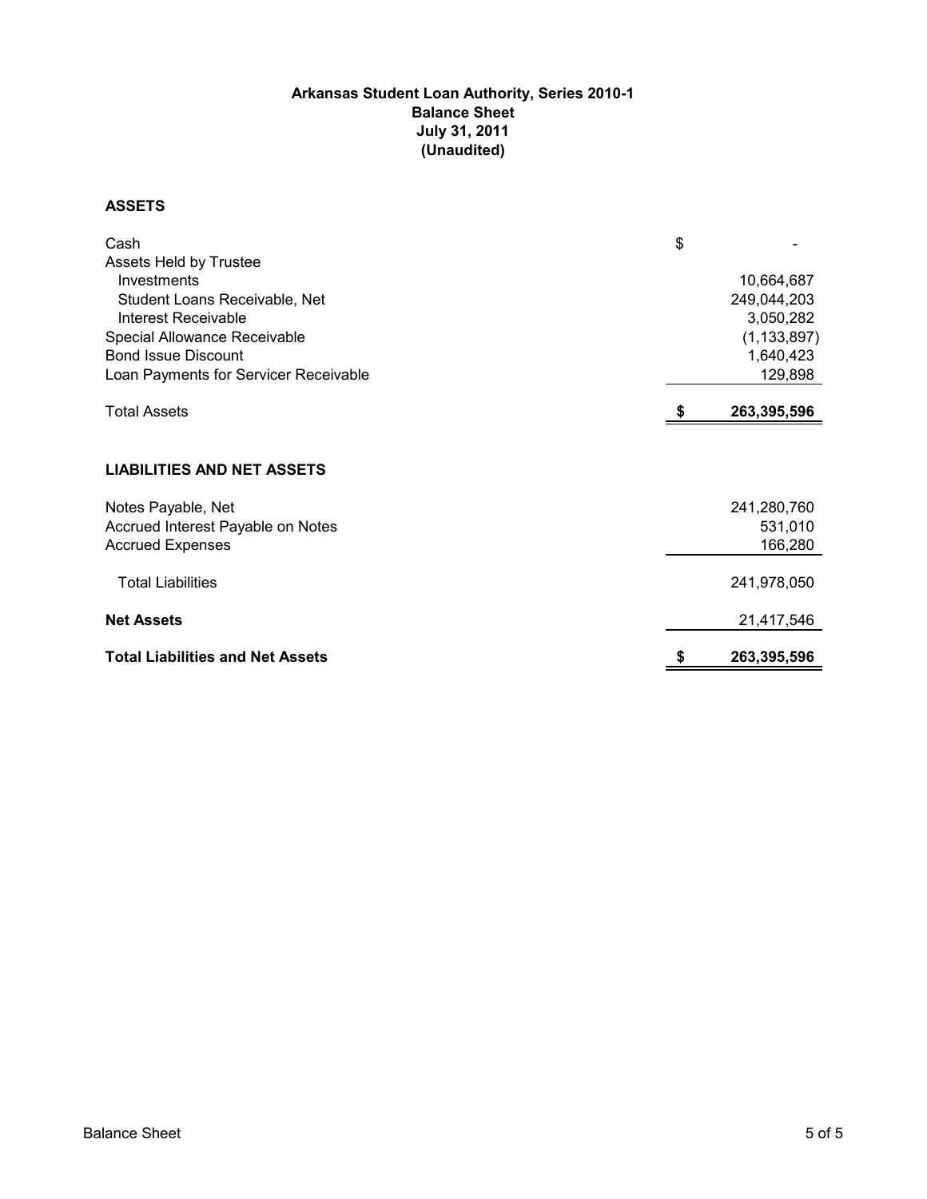# Arkansas Student Loan Authority, Series 2010-1
## Balance Sheet
## July 31, 2011
## (Unaudited)

### ASSETS

| | |
|---|---|
| Cash | $ - |
| Assets Held by Trustee | |
| Investments | 10,664,687 |
| Student Loans Receivable, Net | 249,044,203 |
| Interest Receivable | 3,050,282 |
| Special Allowance Receivable | (1,133,897) |
| Bond Issue Discount | 1,640,423 |
| Loan Payments for Servicer Receivable | 129,898 |
| Total Assets | **$ 263,395,596** |

### LIABILITIES AND NET ASSETS

| | |
|---|---|
| Notes Payable, Net | 241,280,760 |
| Accrued Interest Payable on Notes | 531,010 |
| Accrued Expenses | 166,280 |
| Total Liabilities | 241,978,050 |
| **Net Assets** | 21,417,546 |
| **Total Liabilities and Net Assets** | **$ 263,395,596** |